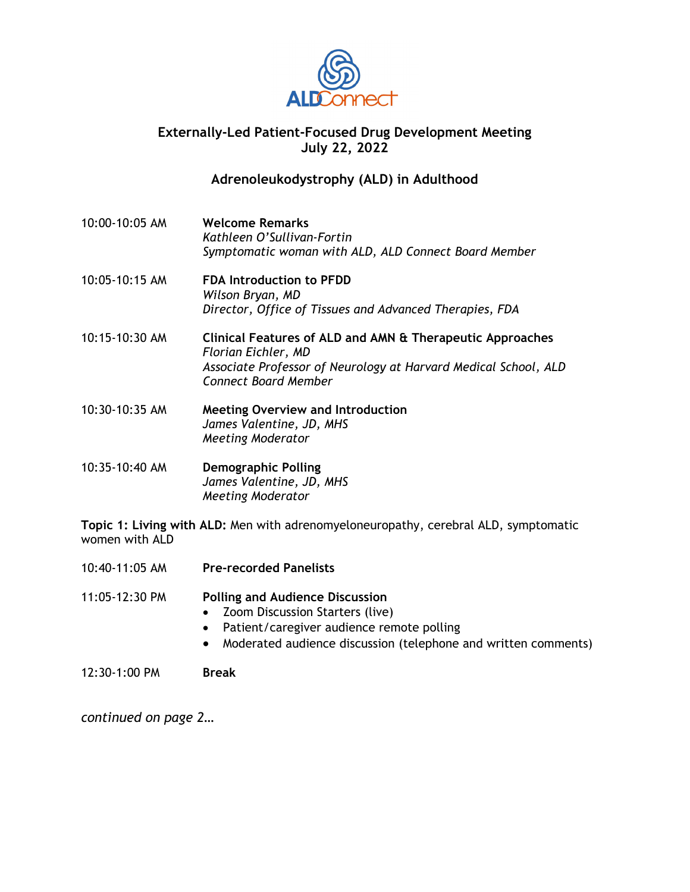# Externally-Led Patient-Focused Drug Development Meeting
## July 22, 2022

## Adrenoleukodystrophy (ALD) in Adulthood

| | |
|---|---|
| 10:00-10:05 AM | **Welcome Remarks**<br>*Kathleen O'Sullivan-Fortin*<br>*Symptomatic woman with ALD, ALD Connect Board Member* |
| 10:05-10:15 AM | **FDA Introduction to PFDD**<br>*Wilson Bryan, MD*<br>*Director, Office of Tissues and Advanced Therapies, FDA* |
| 10:15-10:30 AM | **Clinical Features of ALD and AMN & Therapeutic Approaches**<br>*Florian Eichler, MD*<br>*Associate Professor of Neurology at Harvard Medical School, ALD Connect Board Member* |
| 10:30-10:35 AM | **Meeting Overview and Introduction**<br>*James Valentine, JD, MHS*<br>*Meeting Moderator* |
| 10:35-10:40 AM | **Demographic Polling**<br>*James Valentine, JD, MHS*<br>*Meeting Moderator* |

**Topic 1: Living with ALD:** Men with adrenomyeloneuropathy, cerebral ALD, symptomatic women with ALD

| | |
|---|---|
| 10:40-11:05 AM | **Pre-recorded Panelists** |
| 11:05-12:30 PM | **Polling and Audience Discussion**<br>• Zoom Discussion Starters (live)<br>• Patient/caregiver audience remote polling<br>• Moderated audience discussion (telephone and written comments) |
| 12:30-1:00 PM | **Break** |

*continued on page 2…*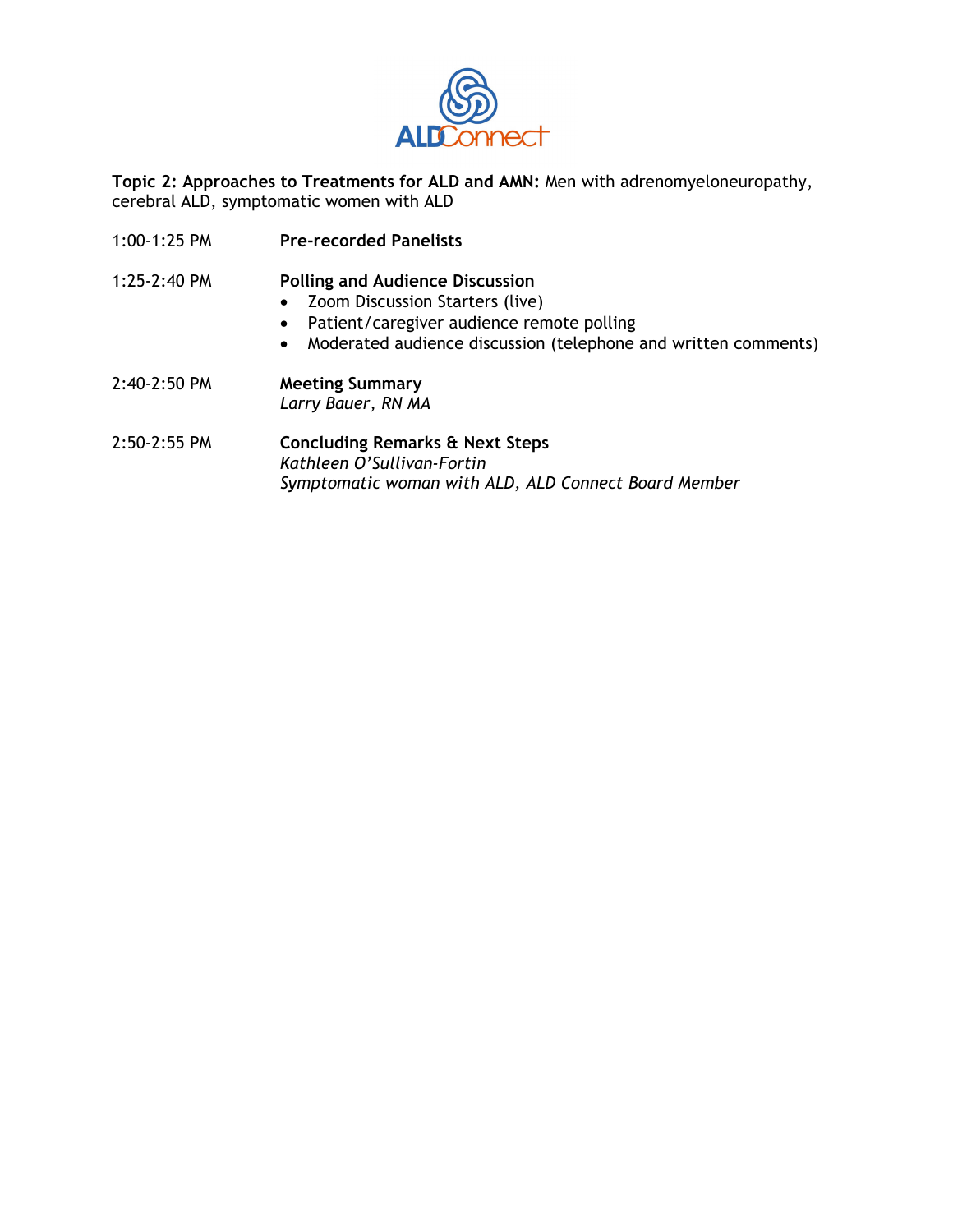**Topic 2: Approaches to Treatments for ALD and AMN:** Men with adrenomyeloneuropathy, cerebral ALD, symptomatic women with ALD

| | |
|---|---|
| 1:00-1:25 PM | **Pre-recorded Panelists** |
| 1:25-2:40 PM | **Polling and Audience Discussion**<br>• Zoom Discussion Starters (live)<br>• Patient/caregiver audience remote polling<br>• Moderated audience discussion (telephone and written comments) |
| 2:40-2:50 PM | **Meeting Summary**<br>*Larry Bauer, RN MA* |
| 2:50-2:55 PM | **Concluding Remarks & Next Steps**<br>*Kathleen O'Sullivan-Fortin*<br>*Symptomatic woman with ALD, ALD Connect Board Member* |